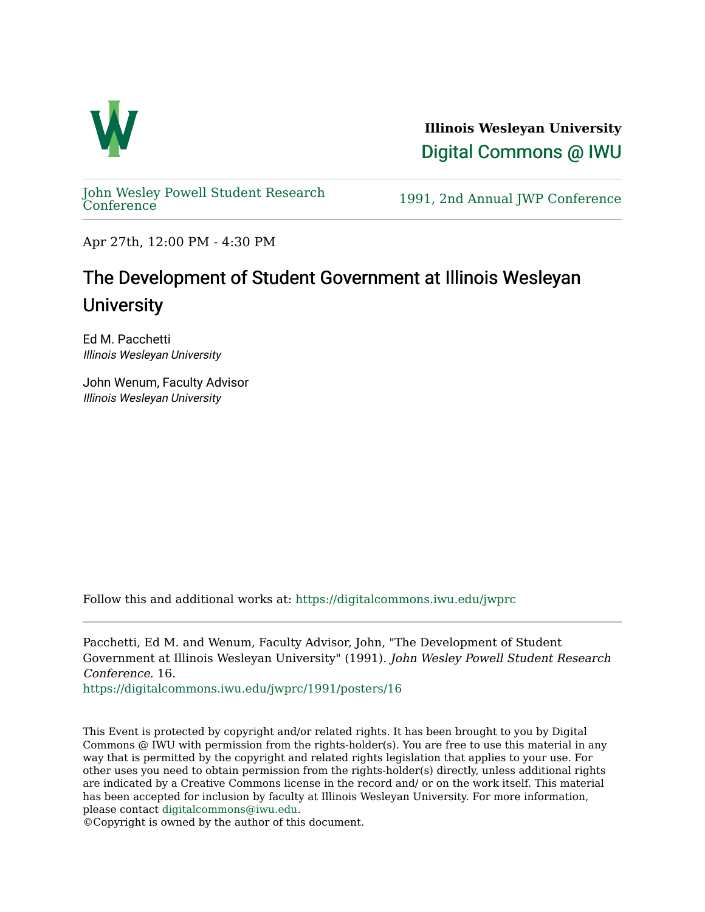Illinois Wesleyan University

Digital Commons @ IWU

John Wesley Powell Student Research Conference

1991, 2nd Annual JWP Conference

Apr 27th, 12:00 PM - 4:30 PM

# The Development of Student Government at Illinois Wesleyan University

Ed M. Pacchetti
*Illinois Wesleyan University*

John Wenum, Faculty Advisor
*Illinois Wesleyan University*

Follow this and additional works at: https://digitalcommons.iwu.edu/jwprc

Pacchetti, Ed M. and Wenum, Faculty Advisor, John, "The Development of Student Government at Illinois Wesleyan University" (1991). *John Wesley Powell Student Research Conference*. 16.
https://digitalcommons.iwu.edu/jwprc/1991/posters/16

This Event is protected by copyright and/or related rights. It has been brought to you by Digital Commons @ IWU with permission from the rights-holder(s). You are free to use this material in any way that is permitted by the copyright and related rights legislation that applies to your use. For other uses you need to obtain permission from the rights-holder(s) directly, unless additional rights are indicated by a Creative Commons license in the record and/ or on the work itself. This material has been accepted for inclusion by faculty at Illinois Wesleyan University. For more information, please contact digitalcommons@iwu.edu.
©Copyright is owned by the author of this document.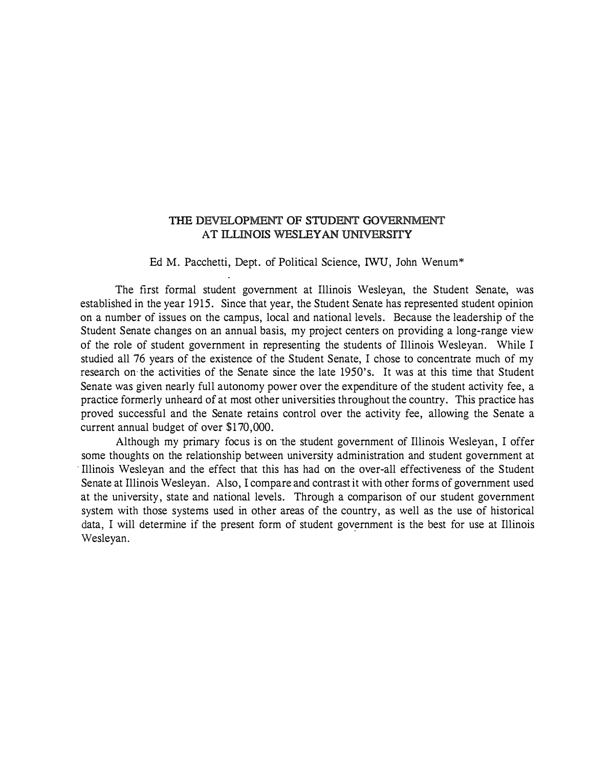# THE DEVELOPMENT OF STUDENT GOVERNMENT AT ILLINOIS WESLEYAN UNIVERSITY

Ed M. Pacchetti, Dept. of Political Science, IWU, John Wenum*

The first formal student government at Illinois Wesleyan, the Student Senate, was established in the year 1915. Since that year, the Student Senate has represented student opinion on a number of issues on the campus, local and national levels. Because the leadership of the Student Senate changes on an annual basis, my project centers on providing a long-range view of the role of student government in representing the students of Illinois Wesleyan. While I studied all 76 years of the existence of the Student Senate, I chose to concentrate much of my research on the activities of the Senate since the late 1950's. It was at this time that Student Senate was given nearly full autonomy power over the expenditure of the student activity fee, a practice formerly unheard of at most other universities throughout the country. This practice has proved successful and the Senate retains control over the activity fee, allowing the Senate a current annual budget of over $170,000.

Although my primary focus is on the student government of Illinois Wesleyan, I offer some thoughts on the relationship between university administration and student government at Illinois Wesleyan and the effect that this has had on the over-all effectiveness of the Student Senate at Illinois Wesleyan. Also, I compare and contrast it with other forms of government used at the university, state and national levels. Through a comparison of our student government system with those systems used in other areas of the country, as well as the use of historical data, I will determine if the present form of student government is the best for use at Illinois Wesleyan.